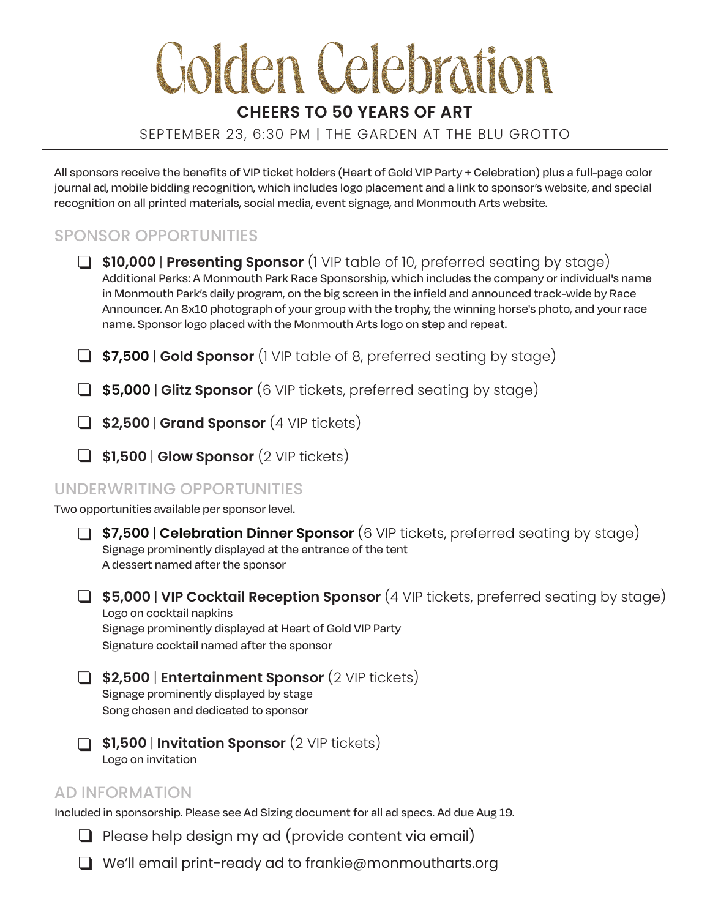# Golden Celebration

## CHEERS TO 50 YEARS OF ART

SEPTEMBER 23, 6:30 PM | THE GARDEN AT THE BLU GROTTO

All sponsors receive the benefits of VIP ticket holders (Heart of Gold VIP Party + Celebration) plus a full-page color journal ad, mobile bidding recognition, which includes logo placement and a link to sponsor's website, and special recognition on all printed materials, social media, event signage, and Monmouth Arts website.

### SPONSOR OPPORTUNITIES

- [ ] **$10,000** | **Presenting Sponsor** (1 VIP table of 10, preferred seating by stage)
  Additional Perks: A Monmouth Park Race Sponsorship, which includes the company or individual's name in Monmouth Park's daily program, on the big screen in the infield and announced track-wide by Race Announcer. An 8x10 photograph of your group with the trophy, the winning horse's photo, and your race name. Sponsor logo placed with the Monmouth Arts logo on step and repeat.
- [ ] **$7,500** | **Gold Sponsor** (1 VIP table of 8, preferred seating by stage)
- [ ] **$5,000** | **Glitz Sponsor** (6 VIP tickets, preferred seating by stage)
- [ ] **$2,500** | **Grand Sponsor** (4 VIP tickets)
- [ ] **$1,500** | **Glow Sponsor** (2 VIP tickets)

### UNDERWRITING OPPORTUNITIES

Two opportunities available per sponsor level.

- [ ] **$7,500** | **Celebration Dinner Sponsor** (6 VIP tickets, preferred seating by stage)
  Signage prominently displayed at the entrance of the tent
  A dessert named after the sponsor
- [ ] **$5,000** | **VIP Cocktail Reception Sponsor** (4 VIP tickets, preferred seating by stage)
  Logo on cocktail napkins
  Signage prominently displayed at Heart of Gold VIP Party
  Signature cocktail named after the sponsor
- [ ] **$2,500** | **Entertainment Sponsor** (2 VIP tickets)
  Signage prominently displayed by stage
  Song chosen and dedicated to sponsor
- [ ] **$1,500** | **Invitation Sponsor** (2 VIP tickets)
  Logo on invitation

### AD INFORMATION

Included in sponsorship. Please see Ad Sizing document for all ad specs. Ad due Aug 19.

- [ ] Please help design my ad (provide content via email)
- [ ] We'll email print-ready ad to frankie@monmoutharts.org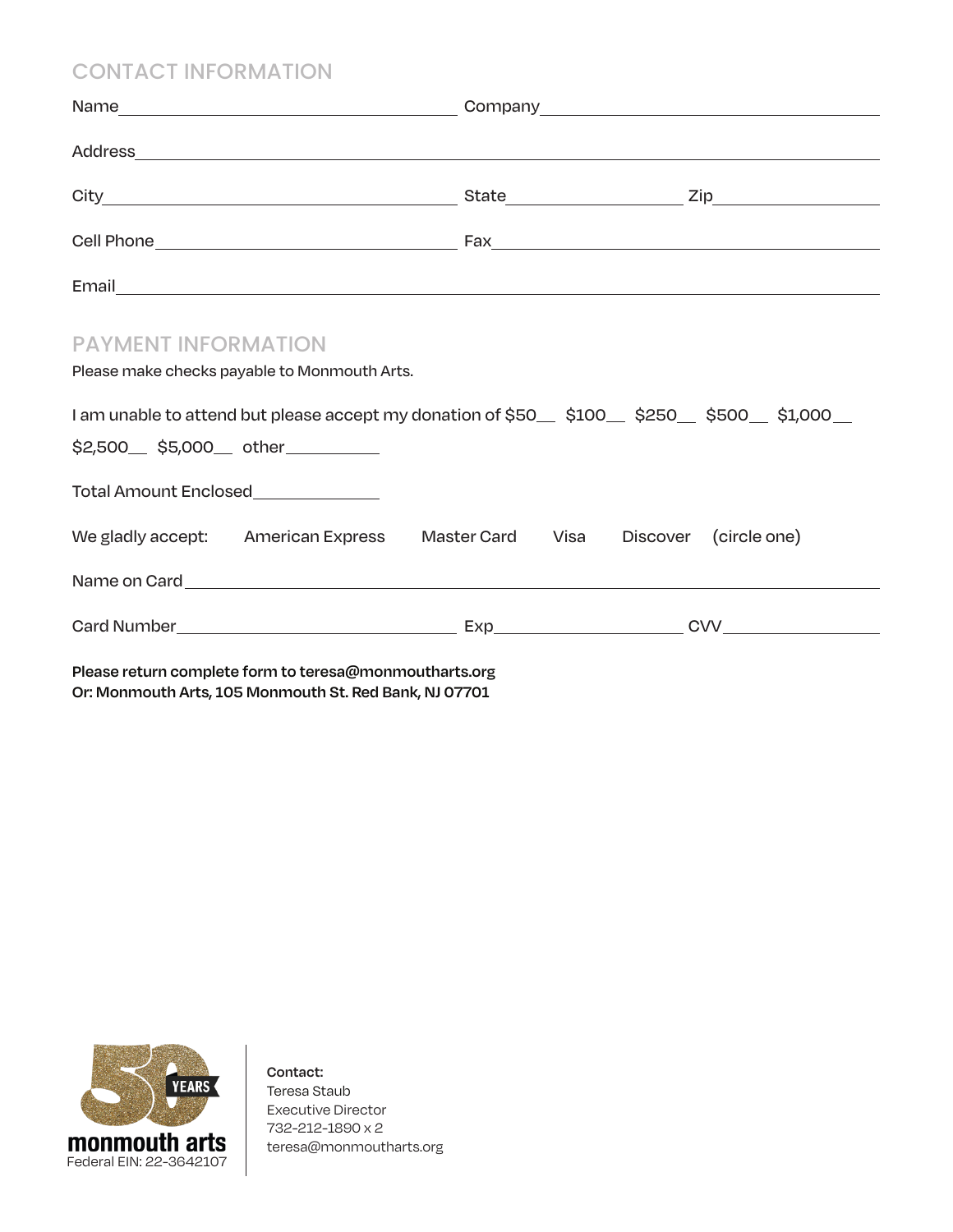## CONTACT INFORMATION

Name\_\_\_\_\_\_\_\_\_\_\_\_\_\_\_\_\_\_\_\_\_\_\_\_\_\_\_\_\_\_\_\_ Company\_\_\_\_\_\_\_\_\_\_\_\_\_\_\_\_\_\_\_\_\_\_\_\_\_\_\_\_\_\_\_\_

Address\_\_\_\_\_\_\_\_\_\_\_\_\_\_\_\_\_\_\_\_\_\_\_\_\_\_\_\_\_\_\_\_\_\_\_\_\_\_\_\_\_\_\_\_\_\_\_\_\_\_\_\_\_\_\_\_\_\_\_\_\_\_\_\_

City\_\_\_\_\_\_\_\_\_\_\_\_\_\_\_\_\_\_\_\_\_\_\_\_\_\_\_\_\_\_\_\_ State\_\_\_\_\_\_\_\_\_\_\_\_\_\_\_ Zip\_\_\_\_\_\_\_\_\_\_\_\_\_\_\_

Cell Phone\_\_\_\_\_\_\_\_\_\_\_\_\_\_\_\_\_\_\_\_\_\_\_\_\_\_\_\_ Fax\_\_\_\_\_\_\_\_\_\_\_\_\_\_\_\_\_\_\_\_\_\_\_\_\_\_\_\_\_\_\_\_\_\_\_\_

Email\_\_\_\_\_\_\_\_\_\_\_\_\_\_\_\_\_\_\_\_\_\_\_\_\_\_\_\_\_\_\_\_\_\_\_\_\_\_\_\_\_\_\_\_\_\_\_\_\_\_\_\_\_\_\_\_\_\_\_\_\_\_\_\_\_\_

## PAYMENT INFORMATION

Please make checks payable to Monmouth Arts.

I am unable to attend but please accept my donation of $50\_\_ $100\_\_ $250\_\_ $500\_\_ $1,000\_\_ $2,500\_\_ $5,000\_\_ other\_\_\_\_\_\_\_\_\_\_

Total Amount Enclosed\_\_\_\_\_\_\_\_\_\_\_\_

We gladly accept: American Express Master Card Visa Discover (circle one)

Name on Card\_\_\_\_\_\_\_\_\_\_\_\_\_\_\_\_\_\_\_\_\_\_\_\_\_\_\_\_\_\_\_\_\_\_\_\_\_\_\_\_\_\_\_\_\_\_\_\_\_\_\_\_\_\_\_\_\_\_\_\_

Card Number\_\_\_\_\_\_\_\_\_\_\_\_\_\_\_\_\_\_\_\_\_\_\_\_\_\_\_\_ Exp\_\_\_\_\_\_\_\_\_\_\_\_\_\_\_\_\_\_ CVV\_\_\_\_\_\_\_\_\_\_\_\_\_\_\_

**Please return complete form to teresa@monmoutharts.org**
**Or: Monmouth Arts, 105 Monmouth St. Red Bank, NJ 07701**

50 YEARS
monmouth arts
Federal EIN: 22-3642107

**Contact:**
Teresa Staub
Executive Director
732-212-1890 x 2
teresa@monmoutharts.org